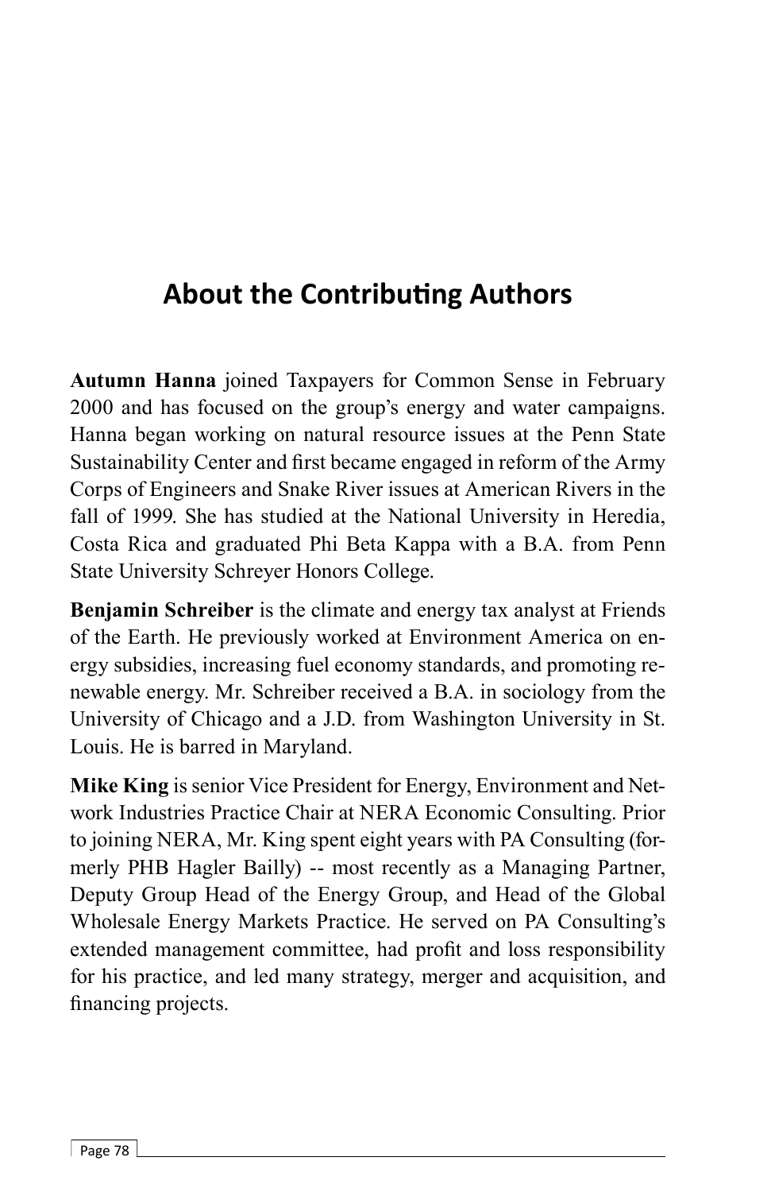## About the Contributing Authors

**Autumn Hanna** joined Taxpayers for Common Sense in February 2000 and has focused on the group's energy and water campaigns. Hanna began working on natural resource issues at the Penn State Sustainability Center and first became engaged in reform of the Army Corps of Engineers and Snake River issues at American Rivers in the fall of 1999. She has studied at the National University in Heredia, Costa Rica and graduated Phi Beta Kappa with a B.A. from Penn State University Schreyer Honors College.

**Benjamin Schreiber** is the climate and energy tax analyst at Friends of the Earth. He previously worked at Environment America on energy subsidies, increasing fuel economy standards, and promoting renewable energy. Mr. Schreiber received a B.A. in sociology from the University of Chicago and a J.D. from Washington University in St. Louis. He is barred in Maryland.

**Mike King** is senior Vice President for Energy, Environment and Network Industries Practice Chair at NERA Economic Consulting. Prior to joining NERA, Mr. King spent eight years with PA Consulting (formerly PHB Hagler Bailly) -- most recently as a Managing Partner, Deputy Group Head of the Energy Group, and Head of the Global Wholesale Energy Markets Practice. He served on PA Consulting's extended management committee, had profit and loss responsibility for his practice, and led many strategy, merger and acquisition, and financing projects.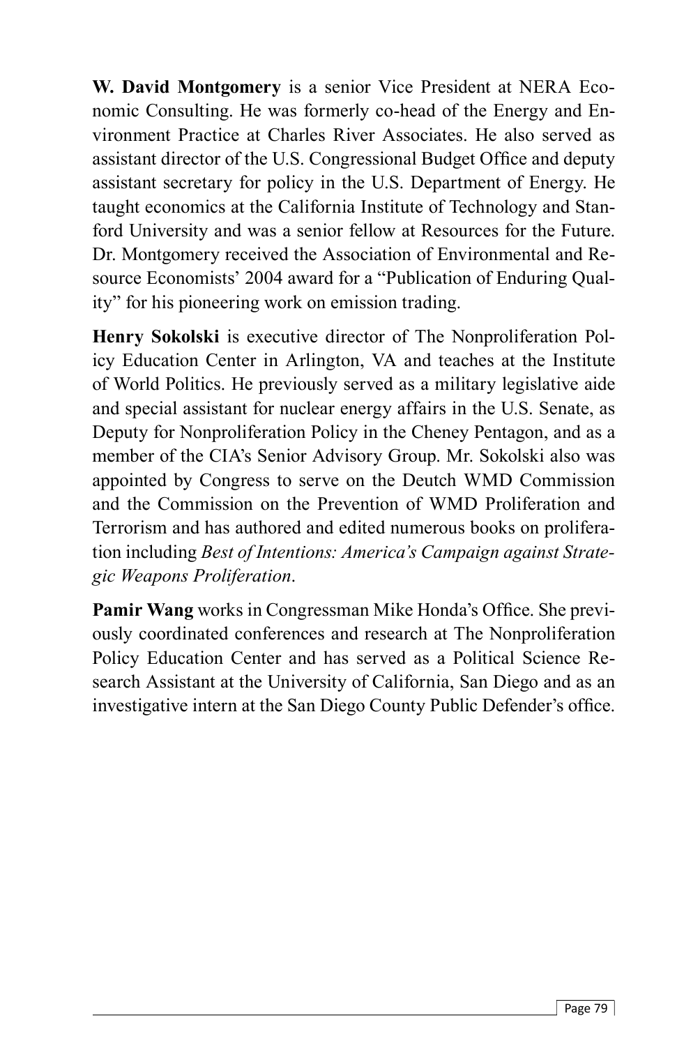**W. David Montgomery** is a senior Vice President at NERA Economic Consulting. He was formerly co-head of the Energy and Environment Practice at Charles River Associates. He also served as assistant director of the U.S. Congressional Budget Office and deputy assistant secretary for policy in the U.S. Department of Energy. He taught economics at the California Institute of Technology and Stanford University and was a senior fellow at Resources for the Future. Dr. Montgomery received the Association of Environmental and Resource Economists' 2004 award for a "Publication of Enduring Quality" for his pioneering work on emission trading.

**Henry Sokolski** is executive director of The Nonproliferation Policy Education Center in Arlington, VA and teaches at the Institute of World Politics. He previously served as a military legislative aide and special assistant for nuclear energy affairs in the U.S. Senate, as Deputy for Nonproliferation Policy in the Cheney Pentagon, and as a member of the CIA's Senior Advisory Group. Mr. Sokolski also was appointed by Congress to serve on the Deutch WMD Commission and the Commission on the Prevention of WMD Proliferation and Terrorism and has authored and edited numerous books on proliferation including *Best of Intentions: America's Campaign against Strategic Weapons Proliferation*.

**Pamir Wang** works in Congressman Mike Honda's Office. She previously coordinated conferences and research at The Nonproliferation Policy Education Center and has served as a Political Science Research Assistant at the University of California, San Diego and as an investigative intern at the San Diego County Public Defender's office.